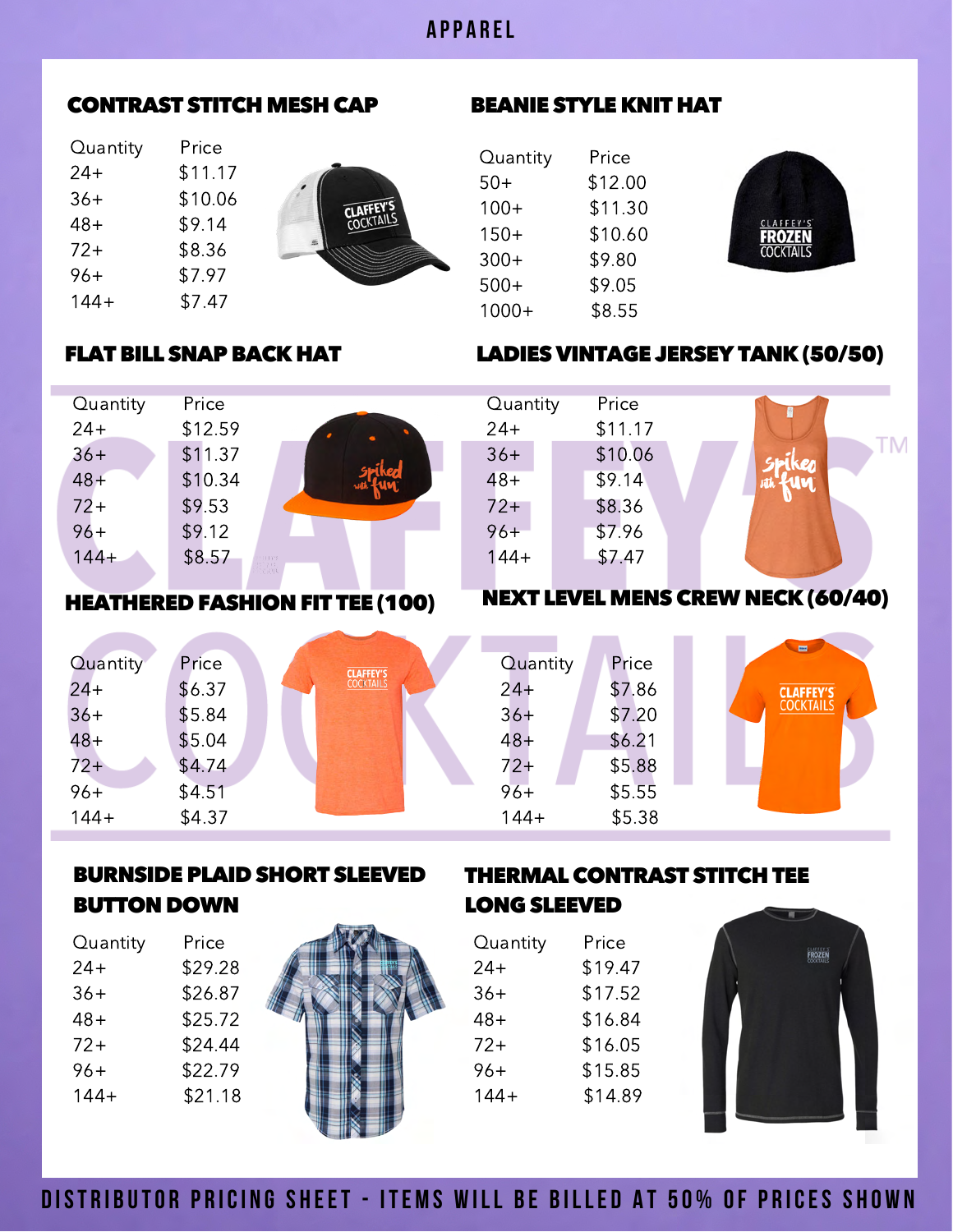# APPAREL

## CONTRAST STITCH MESH CAP

| Quantity | Price |
|---|---|
| 24+ | $11.17 |
| 36+ | $10.06 |
| 48+ | $9.14 |
| 72+ | $8.36 |
| 96+ | $7.97 |
| 144+ | $7.47 |

## BEANIE STYLE KNIT HAT

| Quantity | Price |
|---|---|
| 50+ | $12.00 |
| 100+ | $11.30 |
| 150+ | $10.60 |
| 300+ | $9.80 |
| 500+ | $9.05 |
| 1000+ | $8.55 |

## FLAT BILL SNAP BACK HAT

| Quantity | Price |
|---|---|
| 24+ | $12.59 |
| 36+ | $11.37 |
| 48+ | $10.34 |
| 72+ | $9.53 |
| 96+ | $9.12 |
| 144+ | $8.57 |

## LADIES VINTAGE JERSEY TANK (50/50)

| Quantity | Price |
|---|---|
| 24+ | $11.17 |
| 36+ | $10.06 |
| 48+ | $9.14 |
| 72+ | $8.36 |
| 96+ | $7.96 |
| 144+ | $7.47 |

## HEATHERED FASHION FIT TEE (100)

| Quantity | Price |
|---|---|
| 24+ | $6.37 |
| 36+ | $5.84 |
| 48+ | $5.04 |
| 72+ | $4.74 |
| 96+ | $4.51 |
| 144+ | $4.37 |

## NEXT LEVEL MENS CREW NECK (60/40)

| Quantity | Price |
|---|---|
| 24+ | $7.86 |
| 36+ | $7.20 |
| 48+ | $6.21 |
| 72+ | $5.88 |
| 96+ | $5.55 |
| 144+ | $5.38 |

## BURNSIDE PLAID SHORT SLEEVED BUTTON DOWN

| Quantity | Price |
|---|---|
| 24+ | $29.28 |
| 36+ | $26.87 |
| 48+ | $25.72 |
| 72+ | $24.44 |
| 96+ | $22.79 |
| 144+ | $21.18 |

## THERMAL CONTRAST STITCH TEE LONG SLEEVED

| Quantity | Price |
|---|---|
| 24+ | $19.47 |
| 36+ | $17.52 |
| 48+ | $16.84 |
| 72+ | $16.05 |
| 96+ | $15.85 |
| 144+ | $14.89 |

DISTRIBUTOR PRICING SHEET - ITEMS WILL BE BILLED AT 50% OF PRICES SHOWN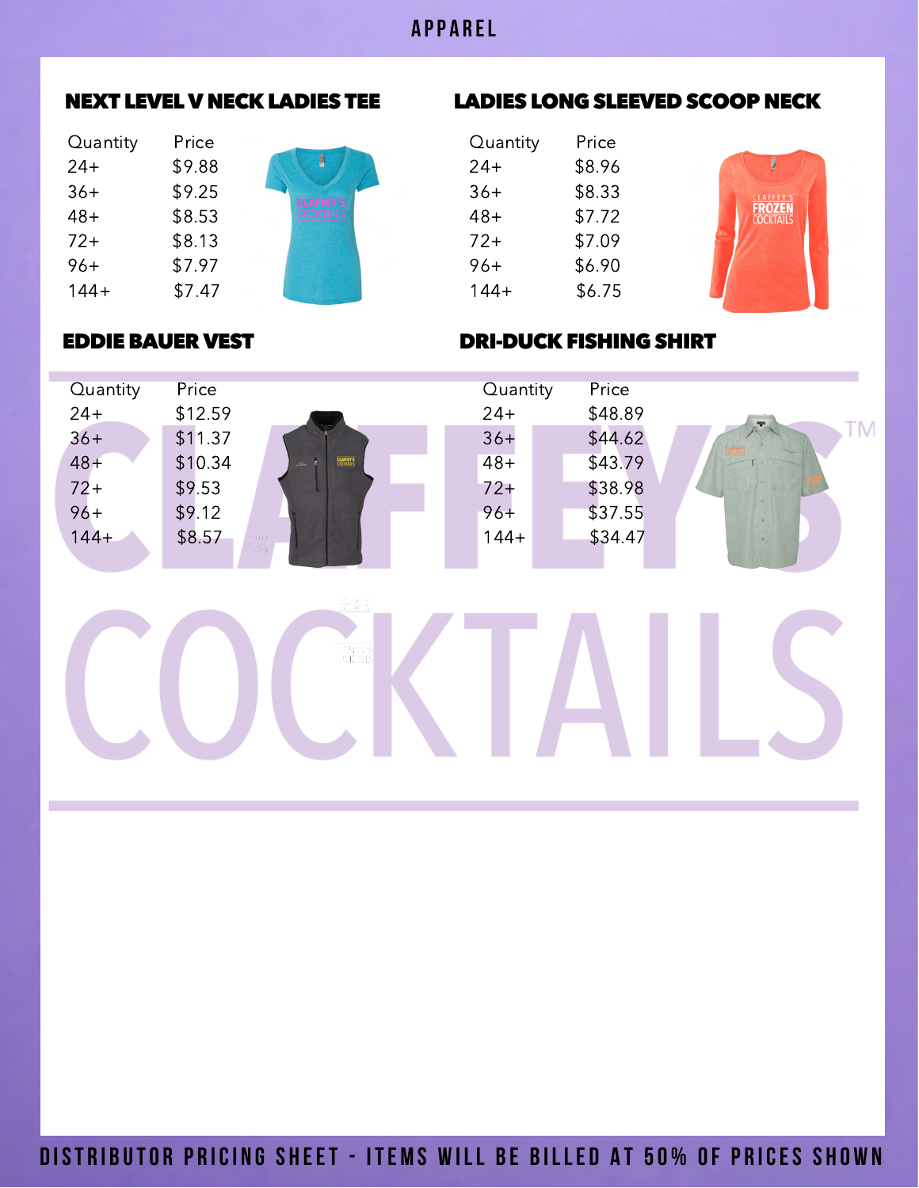# APPAREL

## NEXT LEVEL V NECK LADIES TEE

| Quantity | Price |
|---|---|
| 24+ | $9.88 |
| 36+ | $9.25 |
| 48+ | $8.53 |
| 72+ | $8.13 |
| 96+ | $7.97 |
| 144+ | $7.47 |

## LADIES LONG SLEEVED SCOOP NECK

| Quantity | Price |
|---|---|
| 24+ | $8.96 |
| 36+ | $8.33 |
| 48+ | $7.72 |
| 72+ | $7.09 |
| 96+ | $6.90 |
| 144+ | $6.75 |

## EDDIE BAUER VEST

| Quantity | Price |
|---|---|
| 24+ | $12.59 |
| 36+ | $11.37 |
| 48+ | $10.34 |
| 72+ | $9.53 |
| 96+ | $9.12 |
| 144+ | $8.57 |

## DRI-DUCK FISHING SHIRT

| Quantity | Price |
|---|---|
| 24+ | $48.89 |
| 36+ | $44.62 |
| 48+ | $43.79 |
| 72+ | $38.98 |
| 96+ | $37.55 |
| 144+ | $34.47 |

DISTRIBUTOR PRICING SHEET - ITEMS WILL BE BILLED AT 50% OF PRICES SHOWN